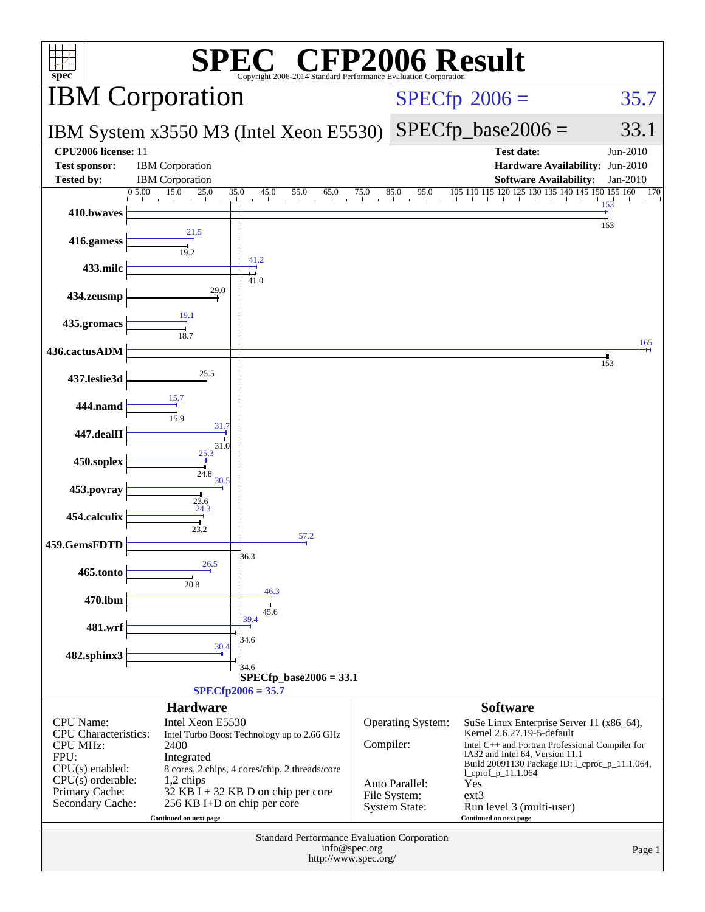# SPEC® CFP2006 Result

Copyright 2006-2014 Standard Performance Evaluation Corporation

## IBM Corporation

**IBM System x3550 M3 (Intel Xeon E5530)**

SPECfp 2006 = 35.7

SPECfp_base2006 = 33.1

| | | | |
|---|---|---|---|
| **CPU2006 license:** 11 | | **Test date:** | Jun-2010 |
| **Test sponsor:** | IBM Corporation | **Hardware Availability:** | Jun-2010 |
| **Tested by:** | IBM Corporation | **Software Availability:** | Jan-2010 |

| Benchmark | Peak | Base |
|---|---|---|
| 410.bwaves | 153 | 153 |
| 416.gamess | 21.5 | 19.2 |
| 433.milc | 41.2 | 41.0 |
| 434.zeusmp | 29.0 | 29.0 |
| 435.gromacs | 19.1 | 18.7 |
| 436.cactusADM | 165 | 153 |
| 437.leslie3d | 25.5 | 25.5 |
| 444.namd | 15.7 | 15.9 |
| 447.dealII | 31.7 | 31.0 |
| 450.soplex | 25.3 | 24.8 |
| 453.povray | 30.5 | 23.6 |
| 454.calculix | 24.3 | 23.2 |
| 459.GemsFDTD | 57.2 | 36.3 |
| 465.tonto | 26.5 | 20.8 |
| 470.lbm | 46.3 | 45.6 |
| 481.wrf | 39.4 | 34.6 |
| 482.sphinx3 | 30.4 | 34.6 |

SPECfp_base2006 = 33.1

SPECfp2006 = 35.7

### Hardware

| | |
|---|---|
| CPU Name: | Intel Xeon E5530 |
| CPU Characteristics: | Intel Turbo Boost Technology up to 2.66 GHz |
| CPU MHz: | 2400 |
| FPU: | Integrated |
| CPU(s) enabled: | 8 cores, 2 chips, 4 cores/chip, 2 threads/core |
| CPU(s) orderable: | 1,2 chips |
| Primary Cache: | 32 KB I + 32 KB D on chip per core |
| Secondary Cache: | 256 KB I+D on chip per core |

Continued on next page

### Software

| | |
|---|---|
| Operating System: | SuSe Linux Enterprise Server 11 (x86_64), Kernel 2.6.27.19-5-default |
| Compiler: | Intel C++ and Fortran Professional Compiler for IA32 and Intel 64, Version 11.1 Build 20091130 Package ID: l_cproc_p_11.1.064, l_cprof_p_11.1.064 |
| Auto Parallel: | Yes |
| File System: | ext3 |
| System State: | Run level 3 (multi-user) |

Continued on next page

Standard Performance Evaluation Corporation
info@spec.org
http://www.spec.org/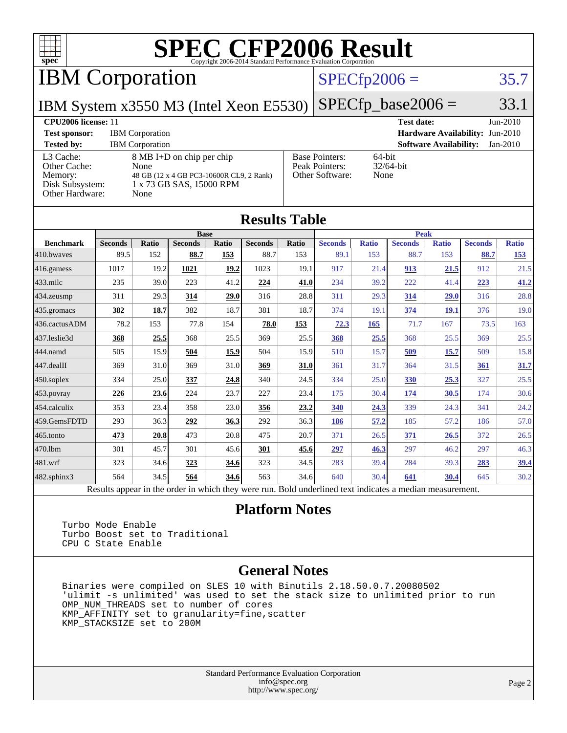# SPEC CFP2006 Result

Copyright 2006-2014 Standard Performance Evaluation Corporation

## IBM Corporation

IBM System x3550 M3 (Intel Xeon E5530)

SPECfp2006 = 35.7

SPECfp_base2006 = 33.1

**CPU2006 license:** 11

**Test sponsor:** IBM Corporation

**Tested by:** IBM Corporation

**Test date:** Jun-2010

**Hardware Availability:** Jun-2010

**Software Availability:** Jan-2010

| | |
|---|---|
| L3 Cache: | 8 MB I+D on chip per chip |
| Other Cache: | None |
| Memory: | 48 GB (12 x 4 GB PC3-10600R CL9, 2 Rank) |
| Disk Subsystem: | 1 x 73 GB SAS, 15000 RPM |
| Other Hardware: | None |

| | |
|---|---|
| Base Pointers: | 64-bit |
| Peak Pointers: | 32/64-bit |
| Other Software: | None |

## Results Table

| Benchmark | Base | | | | | | Peak | | | | | |
|---|---|---|---|---|---|---|---|---|---|---|---|---|
| | Seconds | Ratio | Seconds | Ratio | Seconds | Ratio | Seconds | Ratio | Seconds | Ratio | Seconds | Ratio |
| 410.bwaves | 89.5 | 152 | **88.7** | **153** | 88.7 | 153 | 89.1 | 153 | 88.7 | 153 | **88.7** | **153** |
| 416.gamess | 1017 | 19.2 | **1021** | **19.2** | 1023 | 19.1 | 917 | 21.4 | **913** | **21.5** | 912 | 21.5 |
| 433.milc | 235 | 39.0 | 223 | 41.2 | **224** | **41.0** | 234 | 39.2 | 222 | 41.4 | **223** | **41.2** |
| 434.zeusmp | 311 | 29.3 | **314** | **29.0** | 316 | 28.8 | 311 | 29.3 | **314** | **29.0** | 316 | 28.8 |
| 435.gromacs | **382** | **18.7** | 382 | 18.7 | 381 | 18.7 | 374 | 19.1 | **374** | **19.1** | 376 | 19.0 |
| 436.cactusADM | 78.2 | 153 | 77.8 | 154 | **78.0** | **153** | **72.3** | **165** | 71.7 | 167 | 73.5 | 163 |
| 437.leslie3d | **368** | **25.5** | 368 | 25.5 | 369 | 25.5 | **368** | **25.5** | 368 | 25.5 | 369 | 25.5 |
| 444.namd | 505 | 15.9 | **504** | **15.9** | 504 | 15.9 | 510 | 15.7 | **509** | **15.7** | 509 | 15.8 |
| 447.dealII | 369 | 31.0 | 369 | 31.0 | **369** | **31.0** | 361 | 31.7 | 364 | 31.5 | **361** | **31.7** |
| 450.soplex | 334 | 25.0 | **337** | **24.8** | 340 | 24.5 | 334 | 25.0 | **330** | **25.3** | 327 | 25.5 |
| 453.povray | **226** | **23.6** | 224 | 23.7 | 227 | 23.4 | 175 | 30.4 | **174** | **30.5** | 174 | 30.6 |
| 454.calculix | 353 | 23.4 | 358 | 23.0 | **356** | **23.2** | **340** | **24.3** | 339 | 24.3 | 341 | 24.2 |
| 459.GemsFDTD | 293 | 36.3 | **292** | **36.3** | 292 | 36.3 | **186** | **57.2** | 185 | 57.2 | 186 | 57.0 |
| 465.tonto | **473** | **20.8** | 473 | 20.8 | 475 | 20.7 | 371 | 26.5 | **371** | **26.5** | 372 | 26.5 |
| 470.lbm | 301 | 45.7 | 301 | 45.6 | **301** | **45.6** | **297** | **46.3** | 297 | 46.2 | 297 | 46.3 |
| 481.wrf | 323 | 34.6 | **323** | **34.6** | 323 | 34.5 | 283 | 39.4 | 284 | 39.3 | **283** | **39.4** |
| 482.sphinx3 | 564 | 34.5 | **564** | **34.6** | 563 | 34.6 | 640 | 30.4 | **641** | **30.4** | 645 | 30.2 |

Results appear in the order in which they were run. Bold underlined text indicates a median measurement.

## Platform Notes

```
Turbo Mode Enable
Turbo Boost set to Traditional
CPU C State Enable
```

## General Notes

```
Binaries were compiled on SLES 10 with Binutils 2.18.50.0.7.20080502
'ulimit -s unlimited' was used to set the stack size to unlimited prior to run
OMP_NUM_THREADS set to number of cores
KMP_AFFINITY set to granularity=fine,scatter
KMP_STACKSIZE set to 200M
```

Standard Performance Evaluation Corporation
info@spec.org
http://www.spec.org/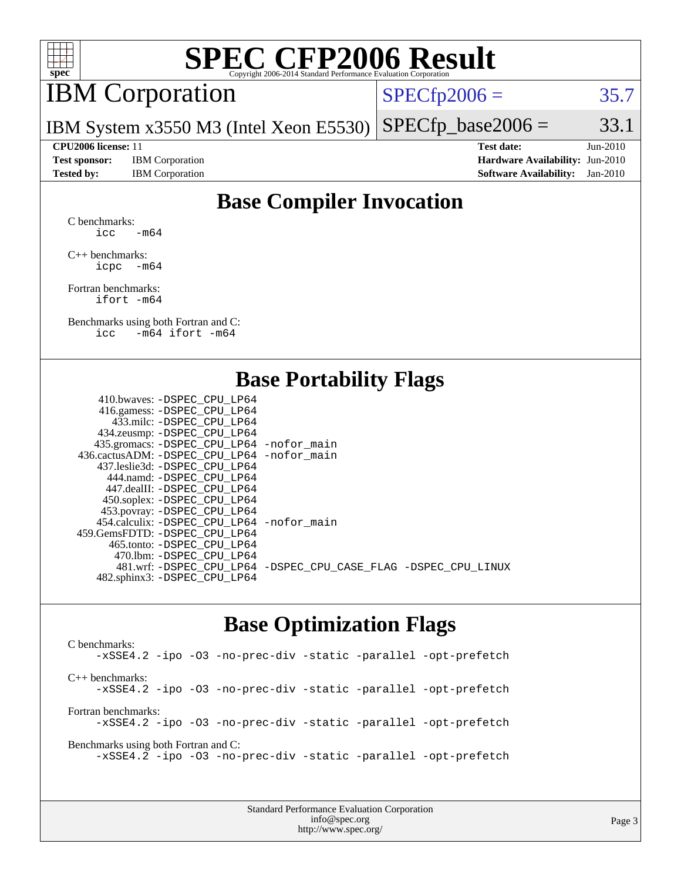# SPEC CFP2006 Result

Copyright 2006-2014 Standard Performance Evaluation Corporation

## IBM Corporation

IBM System x3550 M3 (Intel Xeon E5530)

SPECfp2006 = 35.7

SPECfp_base2006 = 33.1

**CPU2006 license:** 11
**Test sponsor:** IBM Corporation
**Tested by:** IBM Corporation

**Test date:** Jun-2010
**Hardware Availability:** Jun-2010
**Software Availability:** Jan-2010

## Base Compiler Invocation

C benchmarks:
```
icc   -m64
```

C++ benchmarks:
```
icpc  -m64
```

Fortran benchmarks:
```
ifort -m64
```

Benchmarks using both Fortran and C:
```
icc   -m64 ifort -m64
```

## Base Portability Flags

| Benchmark | Flags |
|---|---|
| 410.bwaves: | -DSPEC_CPU_LP64 |
| 416.gamess: | -DSPEC_CPU_LP64 |
| 433.milc: | -DSPEC_CPU_LP64 |
| 434.zeusmp: | -DSPEC_CPU_LP64 |
| 435.gromacs: | -DSPEC_CPU_LP64 -nofor_main |
| 436.cactusADM: | -DSPEC_CPU_LP64 -nofor_main |
| 437.leslie3d: | -DSPEC_CPU_LP64 |
| 444.namd: | -DSPEC_CPU_LP64 |
| 447.dealII: | -DSPEC_CPU_LP64 |
| 450.soplex: | -DSPEC_CPU_LP64 |
| 453.povray: | -DSPEC_CPU_LP64 |
| 454.calculix: | -DSPEC_CPU_LP64 -nofor_main |
| 459.GemsFDTD: | -DSPEC_CPU_LP64 |
| 465.tonto: | -DSPEC_CPU_LP64 |
| 470.lbm: | -DSPEC_CPU_LP64 |
| 481.wrf: | -DSPEC_CPU_LP64 -DSPEC_CPU_CASE_FLAG -DSPEC_CPU_LINUX |
| 482.sphinx3: | -DSPEC_CPU_LP64 |

## Base Optimization Flags

C benchmarks:
```
-xSSE4.2 -ipo -O3 -no-prec-div -static -parallel -opt-prefetch
```

C++ benchmarks:
```
-xSSE4.2 -ipo -O3 -no-prec-div -static -parallel -opt-prefetch
```

Fortran benchmarks:
```
-xSSE4.2 -ipo -O3 -no-prec-div -static -parallel -opt-prefetch
```

Benchmarks using both Fortran and C:
```
-xSSE4.2 -ipo -O3 -no-prec-div -static -parallel -opt-prefetch
```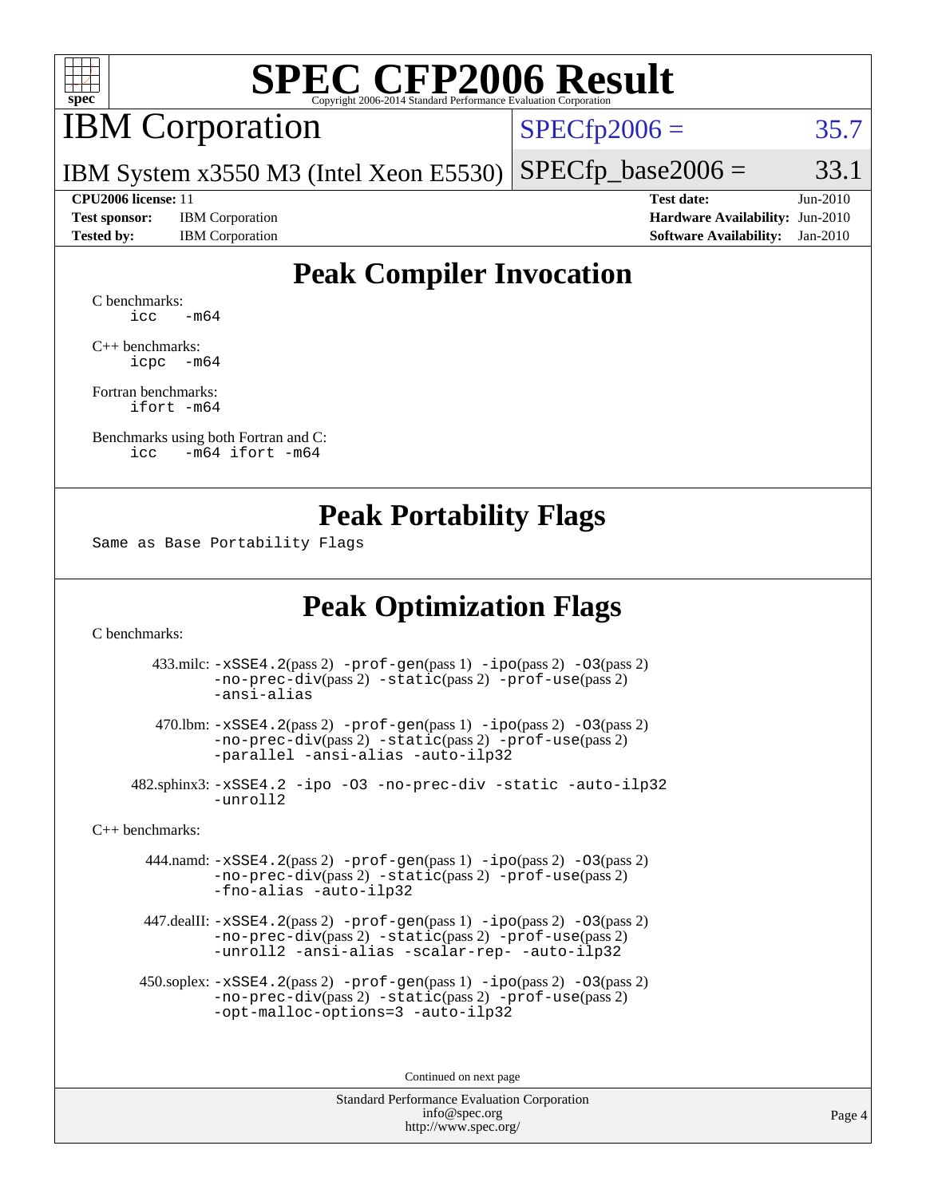# SPEC CFP2006 Result

Copyright 2006-2014 Standard Performance Evaluation Corporation

## IBM Corporation

IBM System x3550 M3 (Intel Xeon E5530)

SPECfp2006 = 35.7

SPECfp_base2006 = 33.1

| | | | |
|---|---|---|---|
| **CPU2006 license:** 11 | | **Test date:** | Jun-2010 |
| **Test sponsor:** | IBM Corporation | **Hardware Availability:** | Jun-2010 |
| **Tested by:** | IBM Corporation | **Software Availability:** | Jan-2010 |

## Peak Compiler Invocation

C benchmarks:
```
icc   -m64
```

C++ benchmarks:
```
icpc  -m64
```

Fortran benchmarks:
```
ifort -m64
```

Benchmarks using both Fortran and C:
```
icc   -m64 ifort -m64
```

## Peak Portability Flags

Same as Base Portability Flags

## Peak Optimization Flags

C benchmarks:

433.milc: -xSSE4.2(pass 2) -prof-gen(pass 1) -ipo(pass 2) -O3(pass 2) -no-prec-div(pass 2) -static(pass 2) -prof-use(pass 2) -ansi-alias

470.lbm: -xSSE4.2(pass 2) -prof-gen(pass 1) -ipo(pass 2) -O3(pass 2) -no-prec-div(pass 2) -static(pass 2) -prof-use(pass 2) -parallel -ansi-alias -auto-ilp32

482.sphinx3: -xSSE4.2 -ipo -O3 -no-prec-div -static -auto-ilp32 -unroll2

C++ benchmarks:

444.namd: -xSSE4.2(pass 2) -prof-gen(pass 1) -ipo(pass 2) -O3(pass 2) -no-prec-div(pass 2) -static(pass 2) -prof-use(pass 2) -fno-alias -auto-ilp32

447.dealII: -xSSE4.2(pass 2) -prof-gen(pass 1) -ipo(pass 2) -O3(pass 2) -no-prec-div(pass 2) -static(pass 2) -prof-use(pass 2) -unroll2 -ansi-alias -scalar-rep- -auto-ilp32

450.soplex: -xSSE4.2(pass 2) -prof-gen(pass 1) -ipo(pass 2) -O3(pass 2) -no-prec-div(pass 2) -static(pass 2) -prof-use(pass 2) -opt-malloc-options=3 -auto-ilp32

Continued on next page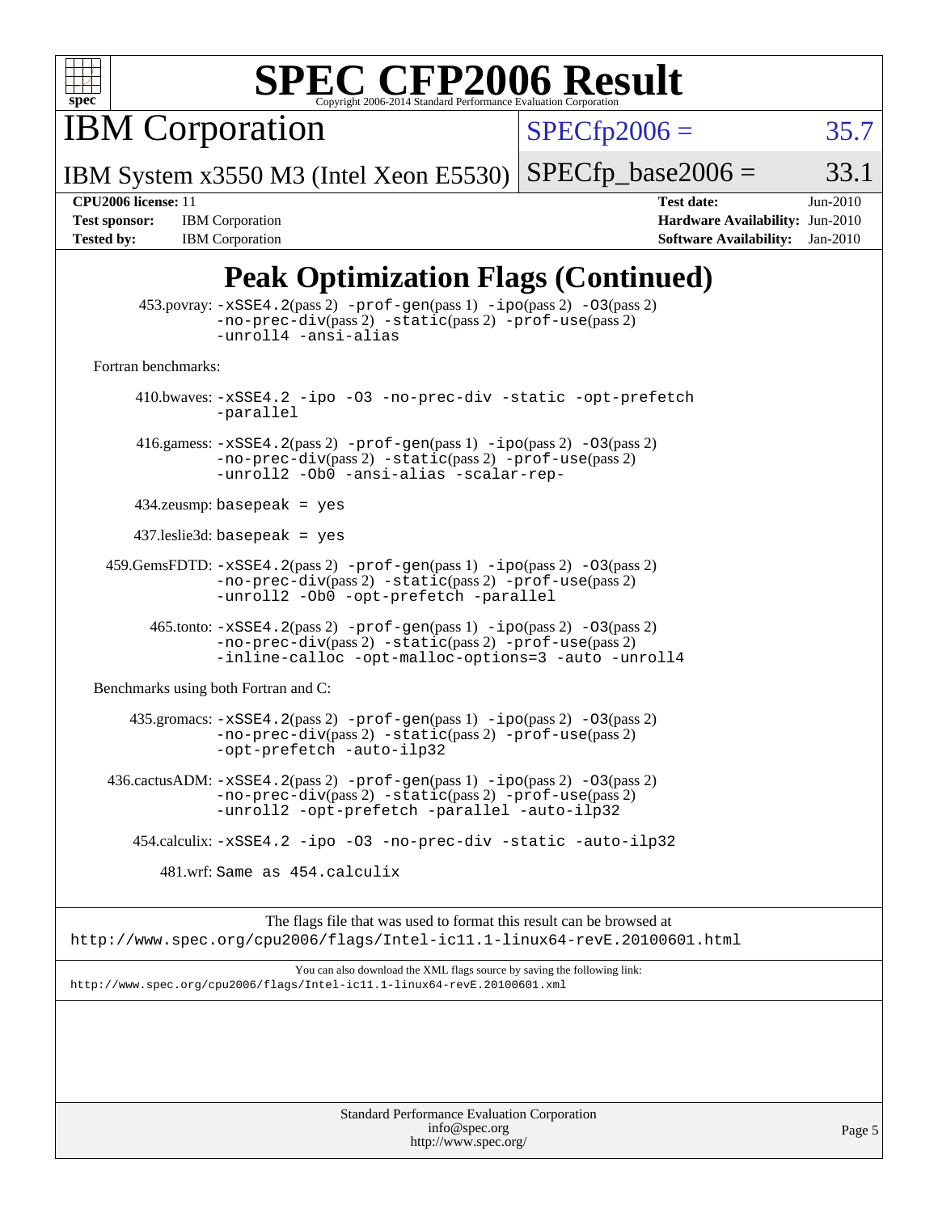# SPEC CFP2006 Result

Copyright 2006-2014 Standard Performance Evaluation Corporation

## IBM Corporation

IBM System x3550 M3 (Intel Xeon E5530)

SPECfp2006 = 35.7

SPECfp_base2006 = 33.1

| | | | |
|---|---|---|---|
| **CPU2006 license:** 11 | | **Test date:** | Jun-2010 |
| **Test sponsor:** | IBM Corporation | **Hardware Availability:** | Jun-2010 |
| **Tested by:** | IBM Corporation | **Software Availability:** | Jan-2010 |

## Peak Optimization Flags (Continued)

453.povray: `-xSSE4.2`(pass 2) `-prof-gen`(pass 1) `-ipo`(pass 2) `-O3`(pass 2) `-no-prec-div`(pass 2) `-static`(pass 2) `-prof-use`(pass 2) `-unroll4 -ansi-alias`

Fortran benchmarks:

410.bwaves: `-xSSE4.2 -ipo -O3 -no-prec-div -static -opt-prefetch -parallel`

416.gamess: `-xSSE4.2`(pass 2) `-prof-gen`(pass 1) `-ipo`(pass 2) `-O3`(pass 2) `-no-prec-div`(pass 2) `-static`(pass 2) `-prof-use`(pass 2) `-unroll2 -Ob0 -ansi-alias -scalar-rep-`

434.zeusmp: `basepeak = yes`

437.leslie3d: `basepeak = yes`

459.GemsFDTD: `-xSSE4.2`(pass 2) `-prof-gen`(pass 1) `-ipo`(pass 2) `-O3`(pass 2) `-no-prec-div`(pass 2) `-static`(pass 2) `-prof-use`(pass 2) `-unroll2 -Ob0 -opt-prefetch -parallel`

465.tonto: `-xSSE4.2`(pass 2) `-prof-gen`(pass 1) `-ipo`(pass 2) `-O3`(pass 2) `-no-prec-div`(pass 2) `-static`(pass 2) `-prof-use`(pass 2) `-inline-calloc -opt-malloc-options=3 -auto -unroll4`

Benchmarks using both Fortran and C:

435.gromacs: `-xSSE4.2`(pass 2) `-prof-gen`(pass 1) `-ipo`(pass 2) `-O3`(pass 2) `-no-prec-div`(pass 2) `-static`(pass 2) `-prof-use`(pass 2) `-opt-prefetch -auto-ilp32`

436.cactusADM: `-xSSE4.2`(pass 2) `-prof-gen`(pass 1) `-ipo`(pass 2) `-O3`(pass 2) `-no-prec-div`(pass 2) `-static`(pass 2) `-prof-use`(pass 2) `-unroll2 -opt-prefetch -parallel -auto-ilp32`

454.calculix: `-xSSE4.2 -ipo -O3 -no-prec-div -static -auto-ilp32`

481.wrf: `Same as 454.calculix`

The flags file that was used to format this result can be browsed at
http://www.spec.org/cpu2006/flags/Intel-ic11.1-linux64-revE.20100601.html

You can also download the XML flags source by saving the following link:
http://www.spec.org/cpu2006/flags/Intel-ic11.1-linux64-revE.20100601.xml

Standard Performance Evaluation Corporation
info@spec.org
http://www.spec.org/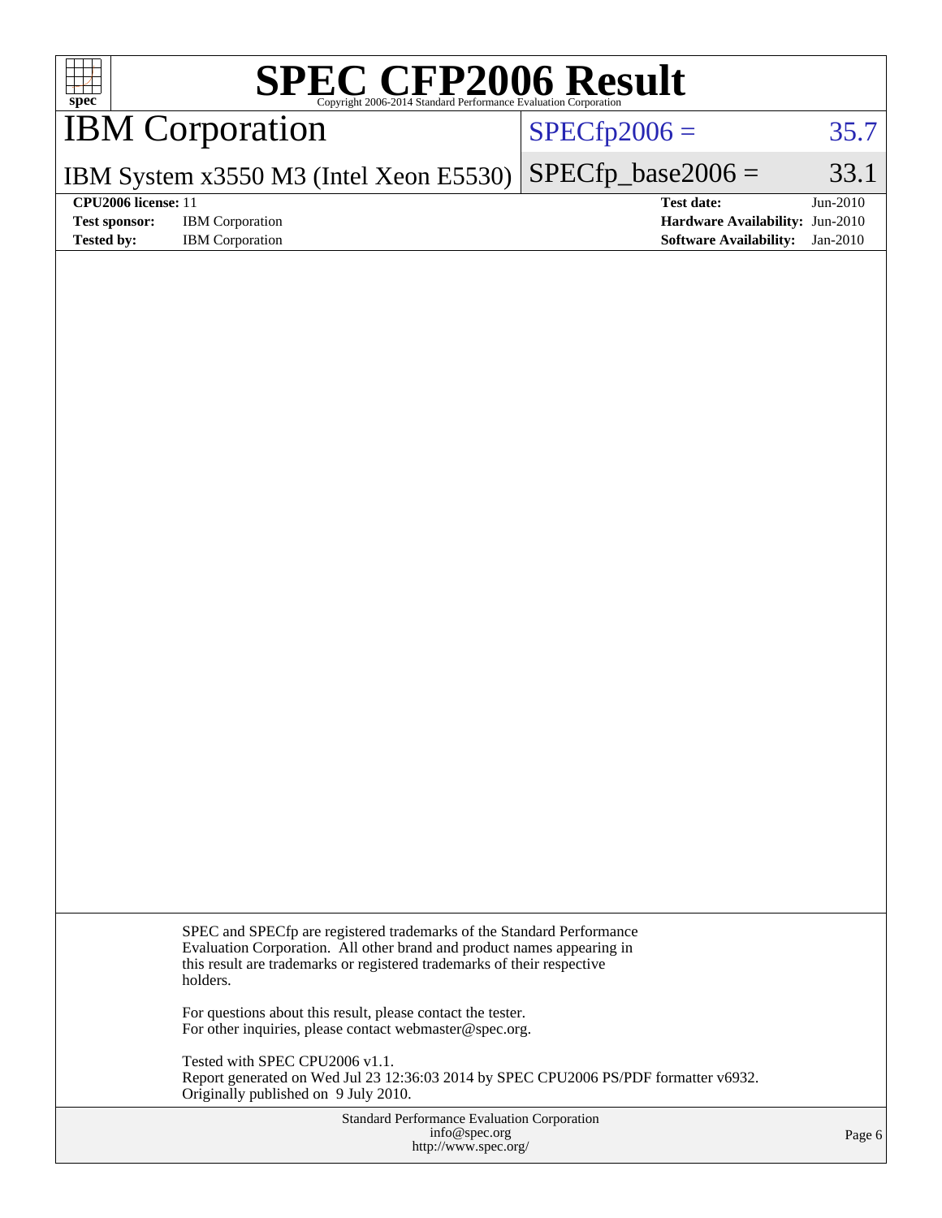SPEC and SPECfp are registered trademarks of the Standard Performance Evaluation Corporation. All other brand and product names appearing in this result are trademarks or registered trademarks of their respective holders.

For questions about this result, please contact the tester.
For other inquiries, please contact webmaster@spec.org.

Tested with SPEC CPU2006 v1.1.
Report generated on Wed Jul 23 12:36:03 2014 by SPEC CPU2006 PS/PDF formatter v6932.
Originally published on 9 July 2010.